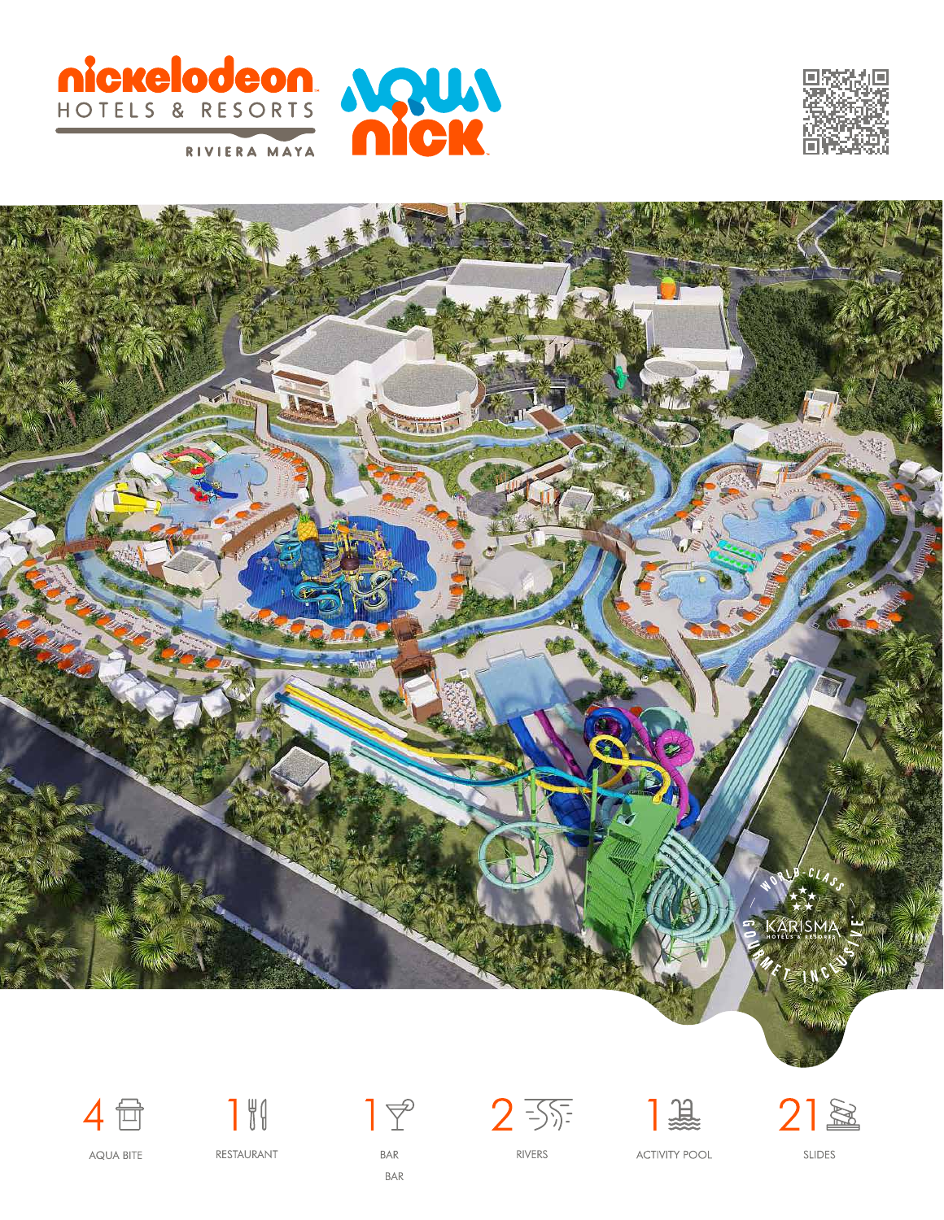nickelodeon HOTELS & RESORTS

RIVIERA MAYA

AQUA nick

| 4 | 1 | 1 | 2 | 1 | 21 |
|---|---|---|---|---|---|
| AQUA BITE | RESTAURANT | BAR | RIVERS | ACTIVITY POOL | SLIDES |
| | | BAR | | | |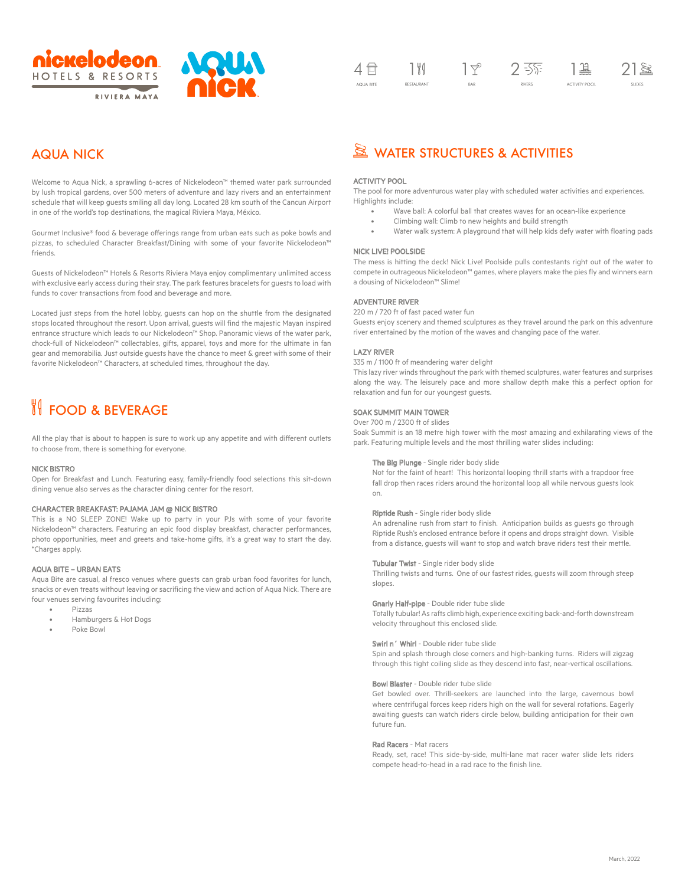nickelodeon HOTELS & RESORTS RIVIERA MAYA

AQUA NICK

| 4 | 1 | 1 | 2 | 1 | 21 |
|---|---|---|---|---|---|
| AQUA BITE | RESTAURANT | BAR | RIVERS | ACTIVITY POOL | SLIDES |

## AQUA NICK

Welcome to Aqua Nick, a sprawling 6-acres of Nickelodeon™ themed water park surrounded by lush tropical gardens, over 500 meters of adventure and lazy rivers and an entertainment schedule that will keep guests smiling all day long. Located 28 km south of the Cancun Airport in one of the world's top destinations, the magical Riviera Maya, México.

Gourmet Inclusive® food & beverage offerings range from urban eats such as poke bowls and pizzas, to scheduled Character Breakfast/Dining with some of your favorite Nickelodeon™ friends.

Guests of Nickelodeon™ Hotels & Resorts Riviera Maya enjoy complimentary unlimited access with exclusive early access during their stay. The park features bracelets for guests to load with funds to cover transactions from food and beverage and more.

Located just steps from the hotel lobby, guests can hop on the shuttle from the designated stops located throughout the resort. Upon arrival, guests will find the majestic Mayan inspired entrance structure which leads to our Nickelodeon™ Shop. Panoramic views of the water park, chock-full of Nickelodeon™ collectables, gifts, apparel, toys and more for the ultimate in fan gear and memorabilia. Just outside guests have the chance to meet & greet with some of their favorite Nickelodeon™ Characters, at scheduled times, throughout the day.

## FOOD & BEVERAGE

All the play that is about to happen is sure to work up any appetite and with different outlets to choose from, there is something for everyone.

### NICK BISTRO

Open for Breakfast and Lunch. Featuring easy, family-friendly food selections this sit-down dining venue also serves as the character dining center for the resort.

### CHARACTER BREAKFAST: PAJAMA JAM @ NICK BISTRO

This is a NO SLEEP ZONE! Wake up to party in your PJs with some of your favorite Nickelodeon™ characters. Featuring an epic food display breakfast, character performances, photo opportunities, meet and greets and take-home gifts, it's a great way to start the day. *Charges apply.

### AQUA BITE – URBAN EATS

Aqua Bite are casual, al fresco venues where guests can grab urban food favorites for lunch, snacks or even treats without leaving or sacrificing the view and action of Aqua Nick. There are four venues serving favourites including:

- Pizzas
- Hamburgers & Hot Dogs
- Poke Bowl

## WATER STRUCTURES & ACTIVITIES

### ACTIVITY POOL

The pool for more adventurous water play with scheduled water activities and experiences. Highlights include:

- Wave ball: A colorful ball that creates waves for an ocean-like experience
- Climbing wall: Climb to new heights and build strength
- Water walk system: A playground that will help kids defy water with floating pads

### NICK LIVE! POOLSIDE

The mess is hitting the deck! Nick Live! Poolside pulls contestants right out of the water to compete in outrageous Nickelodeon™ games, where players make the pies fly and winners earn a dousing of Nickelodeon™ Slime!

### ADVENTURE RIVER

220 m / 720 ft of fast paced water fun

Guests enjoy scenery and themed sculptures as they travel around the park on this adventure river entertained by the motion of the waves and changing pace of the water.

### LAZY RIVER

335 m / 1100 ft of meandering water delight

This lazy river winds throughout the park with themed sculptures, water features and surprises along the way. The leisurely pace and more shallow depth make this a perfect option for relaxation and fun for our youngest guests.

### SOAK SUMMIT MAIN TOWER

Over 700 m / 2300 ft of slides

Soak Summit is an 18 metre high tower with the most amazing and exhilarating views of the park. Featuring multiple levels and the most thrilling water slides including:

**The Big Plunge** - Single rider body slide
Not for the faint of heart! This horizontal looping thrill starts with a trapdoor free fall drop then races riders around the horizontal loop all while nervous guests look on.

**Riptide Rush** - Single rider body slide
An adrenaline rush from start to finish. Anticipation builds as guests go through Riptide Rush's enclosed entrance before it opens and drops straight down. Visible from a distance, guests will want to stop and watch brave riders test their mettle.

**Tubular Twist** - Single rider body slide
Thrilling twists and turns. One of our fastest rides, guests will zoom through steep slopes.

**Gnarly Half-pipe** - Double rider tube slide
Totally tubular! As rafts climb high, experience exciting back-and-forth downstream velocity throughout this enclosed slide.

**Swirl n´ Whirl** - Double rider tube slide
Spin and splash through close corners and high-banking turns. Riders will zigzag through this tight coiling slide as they descend into fast, near-vertical oscillations.

**Bowl Blaster** - Double rider tube slide
Get bowled over. Thrill-seekers are launched into the large, cavernous bowl where centrifugal forces keep riders high on the wall for several rotations. Eagerly awaiting guests can watch riders circle below, building anticipation for their own future fun.

**Rad Racers** - Mat racers
Ready, set, race! This side-by-side, multi-lane mat racer water slide lets riders compete head-to-head in a rad race to the finish line.

March, 2022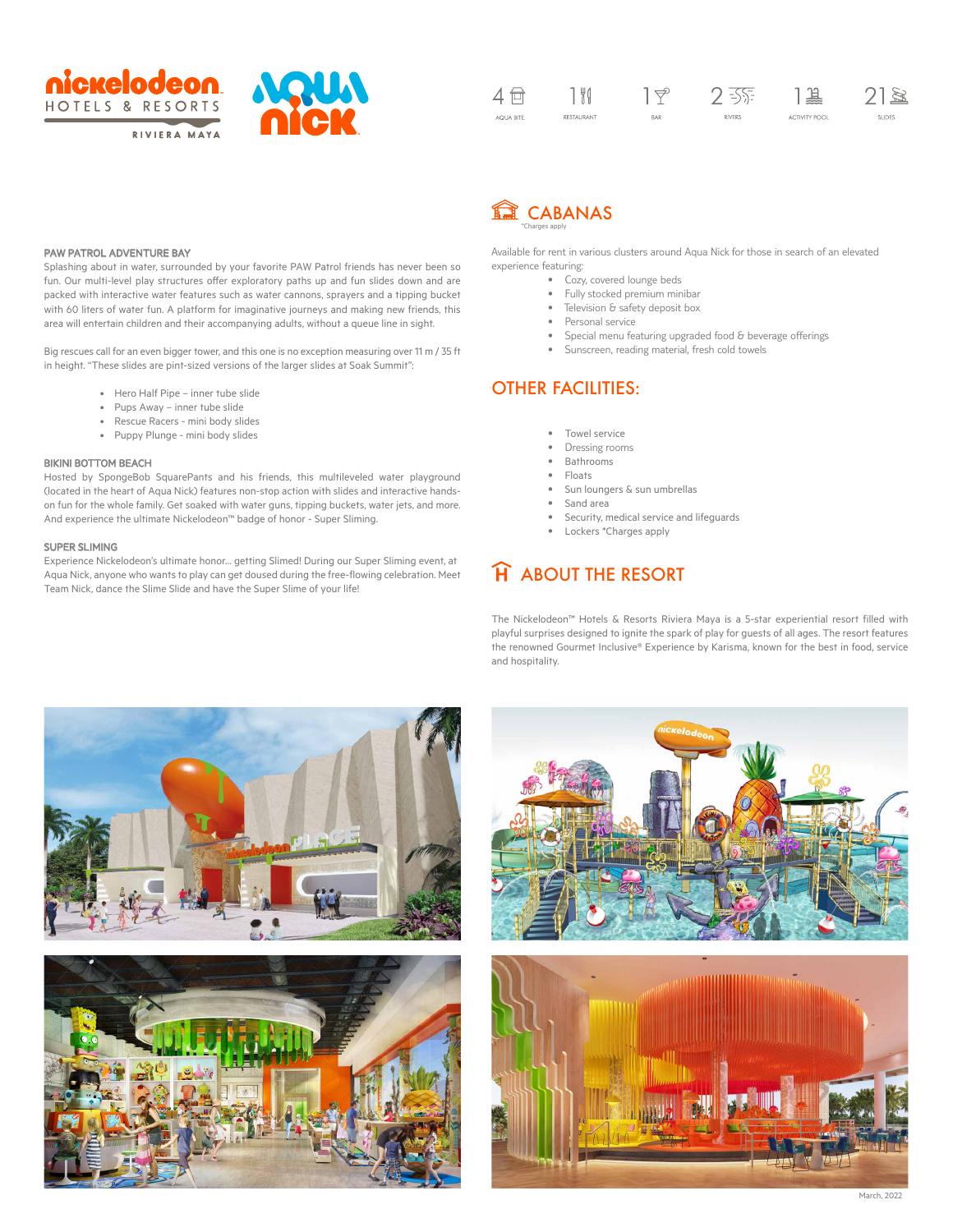4 AQUA BITE | 1 RESTAURANT | 1 BAR | 2 RIVERS | 1 ACTIVITY POOL | 21 SLIDES

### PAW PATROL ADVENTURE BAY

Splashing about in water, surrounded by your favorite PAW Patrol friends has never been so fun. Our multi-level play structures offer exploratory paths up and fun slides down and are packed with interactive water features such as water cannons, sprayers and a tipping bucket with 60 liters of water fun. A platform for imaginative journeys and making new friends, this area will entertain children and their accompanying adults, without a queue line in sight.

Big rescues call for an even bigger tower, and this one is no exception measuring over 11 m / 35 ft in height. "These slides are pint-sized versions of the larger slides at Soak Summit":

- Hero Half Pipe – inner tube slide
- Pups Away – inner tube slide
- Rescue Racers - mini body slides
- Puppy Plunge - mini body slides

### BIKINI BOTTOM BEACH

Hosted by SpongeBob SquarePants and his friends, this multileveled water playground (located in the heart of Aqua Nick) features non-stop action with slides and interactive hands-on fun for the whole family. Get soaked with water guns, tipping buckets, water jets, and more. And experience the ultimate Nickelodeon™ badge of honor - Super Sliming.

### SUPER SLIMING

Experience Nickelodeon's ultimate honor... getting Slimed! During our Super Sliming event, at Aqua Nick, anyone who wants to play can get doused during the free-flowing celebration. Meet Team Nick, dance the Slime Slide and have the Super Slime of your life!

## CABANAS

*Charges apply

Available for rent in various clusters around Aqua Nick for those in search of an elevated experience featuring:

- Cozy, covered lounge beds
- Fully stocked premium minibar
- Television & safety deposit box
- Personal service
- Special menu featuring upgraded food & beverage offerings
- Sunscreen, reading material, fresh cold towels

## OTHER FACILITIES:

- Towel service
- Dressing rooms
- Bathrooms
- Floats
- Sun loungers & sun umbrellas
- Sand area
- Security, medical service and lifeguards
- Lockers *Charges apply

## ABOUT THE RESORT

The Nickelodeon™ Hotels & Resorts Riviera Maya is a 5-star experiential resort filled with playful surprises designed to ignite the spark of play for guests of all ages. The resort features the renowned Gourmet Inclusive® Experience by Karisma, known for the best in food, service and hospitality.

March, 2022